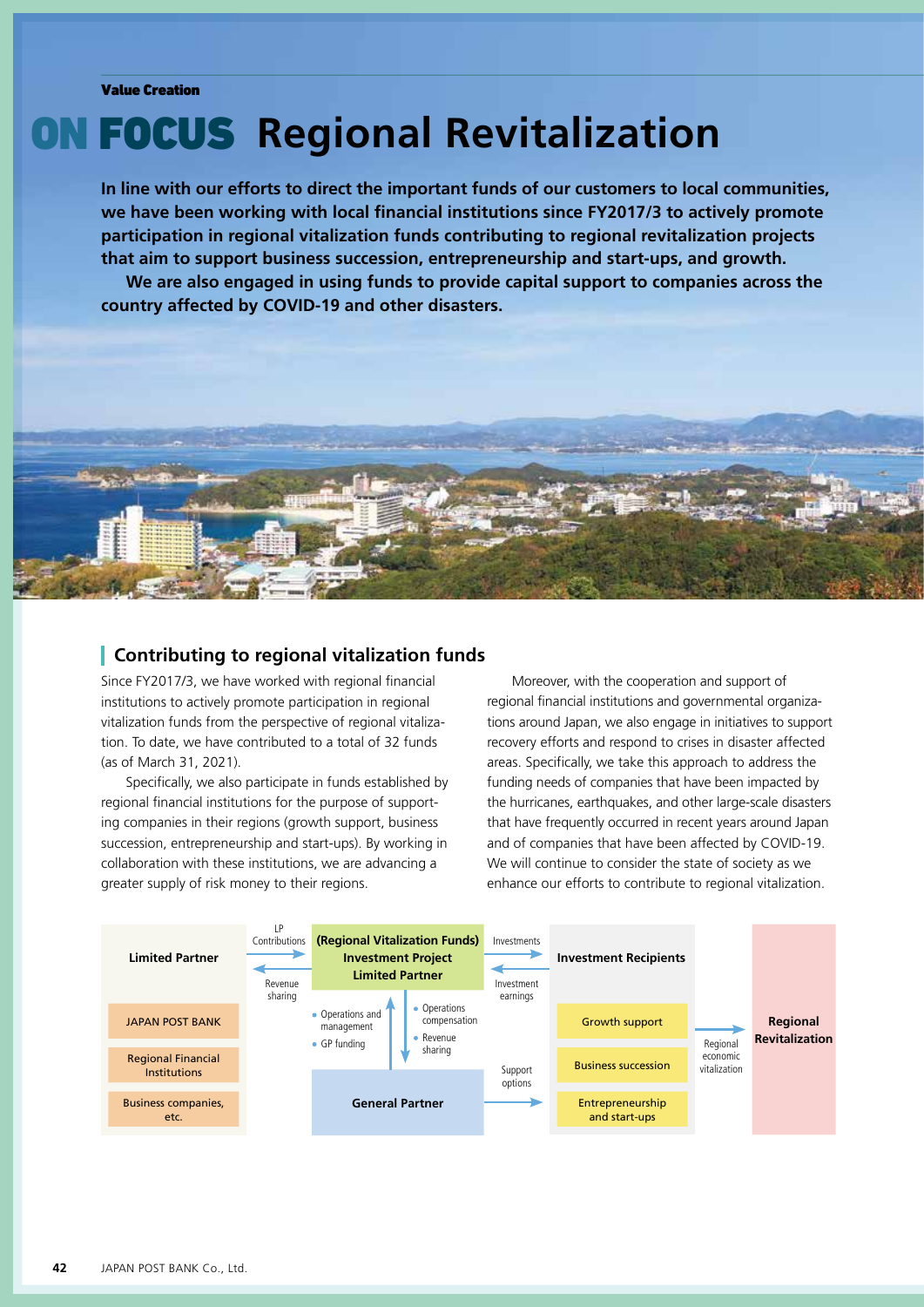Value Creation

# ON FOCUS Regional Revitalization

**In line with our efforts to direct the important funds of our customers to local communities, we have been working with local financial institutions since FY2017/3 to actively promote participation in regional vitalization funds contributing to regional revitalization projects that aim to support business succession, entrepreneurship and start-ups, and growth.**

**We are also engaged in using funds to provide capital support to companies across the country affected by COVID-19 and other disasters.**

## Contributing to regional vitalization funds

Since FY2017/3, we have worked with regional financial institutions to actively promote participation in regional vitalization funds from the perspective of regional vitalization. To date, we have contributed to a total of 32 funds (as of March 31, 2021).

Specifically, we also participate in funds established by regional financial institutions for the purpose of supporting companies in their regions (growth support, business succession, entrepreneurship and start-ups). By working in collaboration with these institutions, we are advancing a greater supply of risk money to their regions.

Moreover, with the cooperation and support of regional financial institutions and governmental organizations around Japan, we also engage in initiatives to support recovery efforts and respond to crises in disaster affected areas. Specifically, we take this approach to address the funding needs of companies that have been impacted by the hurricanes, earthquakes, and other large-scale disasters that have frequently occurred in recent years around Japan and of companies that have been affected by COVID-19. We will continue to consider the state of society as we enhance our efforts to contribute to regional vitalization.

**Limited Partner**
- JAPAN POST BANK
- Regional Financial Institutions
- Business companies, etc.

→ LP Contributions → **(Regional Vitalization Funds) Investment Project Limited Partner** ← Revenue sharing →

**General Partner** → Operations and management; GP funding → Investment Project Limited Partner
Investment Project Limited Partner → Operations compensation; Revenue sharing → General Partner

**(Regional Vitalization Funds) Investment Project Limited Partner** → Investments → **Investment Recipients**
**Investment Recipients** → Investment earnings → **(Regional Vitalization Funds) Investment Project Limited Partner**
**General Partner** → Support options → **Investment Recipients**

**Investment Recipients**
- Growth support
- Business succession
- Entrepreneurship and start-ups

→ Regional economic vitalization → **Regional Revitalization**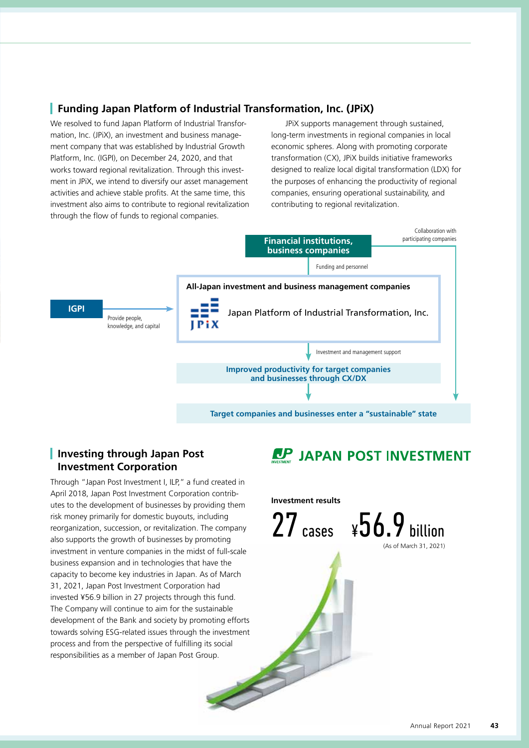## Funding Japan Platform of Industrial Transformation, Inc. (JPiX)

We resolved to fund Japan Platform of Industrial Transformation, Inc. (JPiX), an investment and business management company that was established by Industrial Growth Platform, Inc. (IGPI), on December 24, 2020, and that works toward regional revitalization. Through this investment in JPiX, we intend to diversify our asset management activities and achieve stable profits. At the same time, this investment also aims to contribute to regional revitalization through the flow of funds to regional companies.

JPiX supports management through sustained, long-term investments in regional companies in local economic spheres. Along with promoting corporate transformation (CX), JPiX builds initiative frameworks designed to realize local digital transformation (LDX) for the purposes of enhancing the productivity of regional companies, ensuring operational sustainability, and contributing to regional revitalization.

Financial institutions, business companies

Collaboration with participating companies

Funding and personnel

IGPI

Provide people, knowledge, and capital

All-Japan investment and business management companies

JPiX

Japan Platform of Industrial Transformation, Inc.

Investment and management support

Improved productivity for target companies and businesses through CX/DX

Target companies and businesses enter a "sustainable" state

## Investing through Japan Post Investment Corporation

Through "Japan Post Investment I, ILP," a fund created in April 2018, Japan Post Investment Corporation contributes to the development of businesses by providing them risk money primarily for domestic buyouts, including reorganization, succession, or revitalization. The company also supports the growth of businesses by promoting investment in venture companies in the midst of full-scale business expansion and in technologies that have the capacity to become key industries in Japan. As of March 31, 2021, Japan Post Investment Corporation had invested ¥56.9 billion in 27 projects through this fund. The Company will continue to aim for the sustainable development of the Bank and society by promoting efforts towards solving ESG-related issues through the investment process and from the perspective of fulfilling its social responsibilities as a member of Japan Post Group.

JAPAN POST INVESTMENT

**Investment results**

27 cases ¥56.9 billion

(As of March 31, 2021)